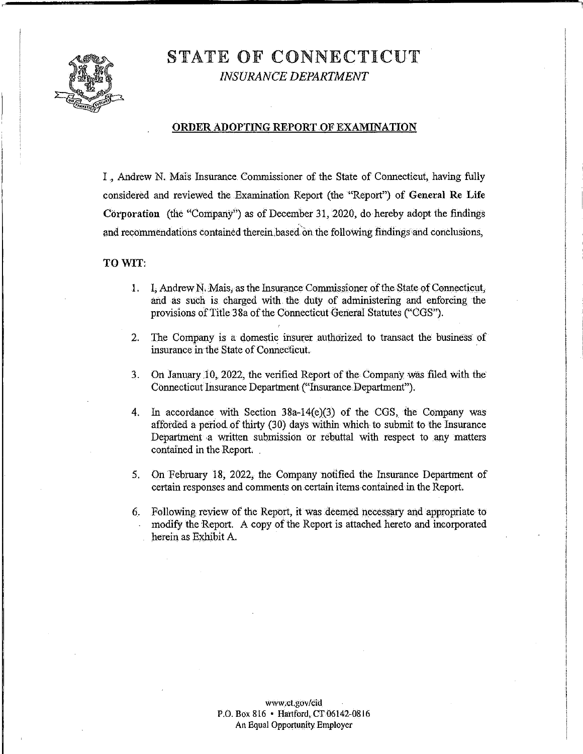# STATE OF CONNECTICUT

*INSURANCE DEPARTMENT*

## ORDER ADOPTING REPORT OF EXAMINATION

I , Andrew N. Mais Insurance Commissioner of the State of Connecticut, having fully considered and reviewed the Examination Report (the "Report") of **General Re Life Corporation** (the "Company") as of December 31, 2020, do hereby adopt the findings and recommendations contained therein based on the following findings and conclusions,

**TO WIT:**

1. I, Andrew N. Mais, as the Insurance Commissioner of the State of Connecticut, and as such is charged with the duty of administering and enforcing the provisions of Title 38a of the Connecticut General Statutes ("CGS").

2. The Company is a domestic insurer authorized to transact the business of insurance in the State of Connecticut.

3. On January 10, 2022, the verified Report of the Company was filed with the Connecticut Insurance Department ("Insurance Department").

4. In accordance with Section 38a-14(e)(3) of the CGS, the Company was afforded a period of thirty (30) days within which to submit to the Insurance Department a written submission or rebuttal with respect to any matters contained in the Report.

5. On February 18, 2022, the Company notified the Insurance Department of certain responses and comments on certain items contained in the Report.

6. Following review of the Report, it was deemed necessary and appropriate to modify the Report. A copy of the Report is attached hereto and incorporated herein as Exhibit A.

www.ct.gov/cid
P.O. Box 816 • Hartford, CT 06142-0816
An Equal Opportunity Employer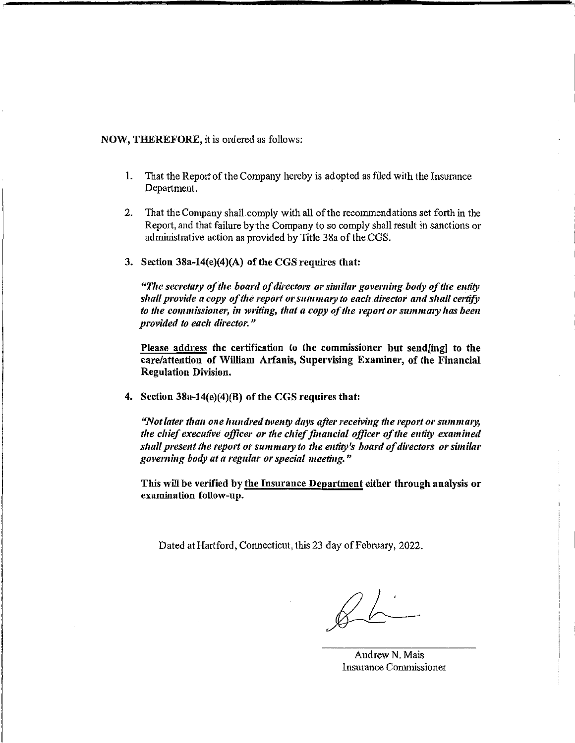**NOW, THEREFORE,** it is ordered as follows:

1. That the Report of the Company hereby is adopted as filed with the Insurance Department.

2. That the Company shall comply with all of the recommendations set forth in the Report, and that failure by the Company to so comply shall result in sanctions or administrative action as provided by Title 38a of the CGS.

3. **Section 38a-14(e)(4)(A) of the CGS requires that:**

   ***"The secretary of the board of directors or similar governing body of the entity shall provide a copy of the report or summary to each director and shall certify to the commissioner, in writing, that a copy of the report or summary has been provided to each director."***

   **Please address the certification to the commissioner but send[ing] to the care/attention of William Arfanis, Supervising Examiner, of the Financial Regulation Division.**

4. **Section 38a-14(e)(4)(B) of the CGS requires that:**

   ***"Not later than one hundred twenty days after receiving the report or summary, the chief executive officer or the chief financial officer of the entity examined shall present the report or summary to the entity's board of directors or similar governing body at a regular or special meeting."***

   **This will be verified by the Insurance Department either through analysis or examination follow-up.**

Dated at Hartford, Connecticut, this 23 day of February, 2022.

Andrew N. Mais
Insurance Commissioner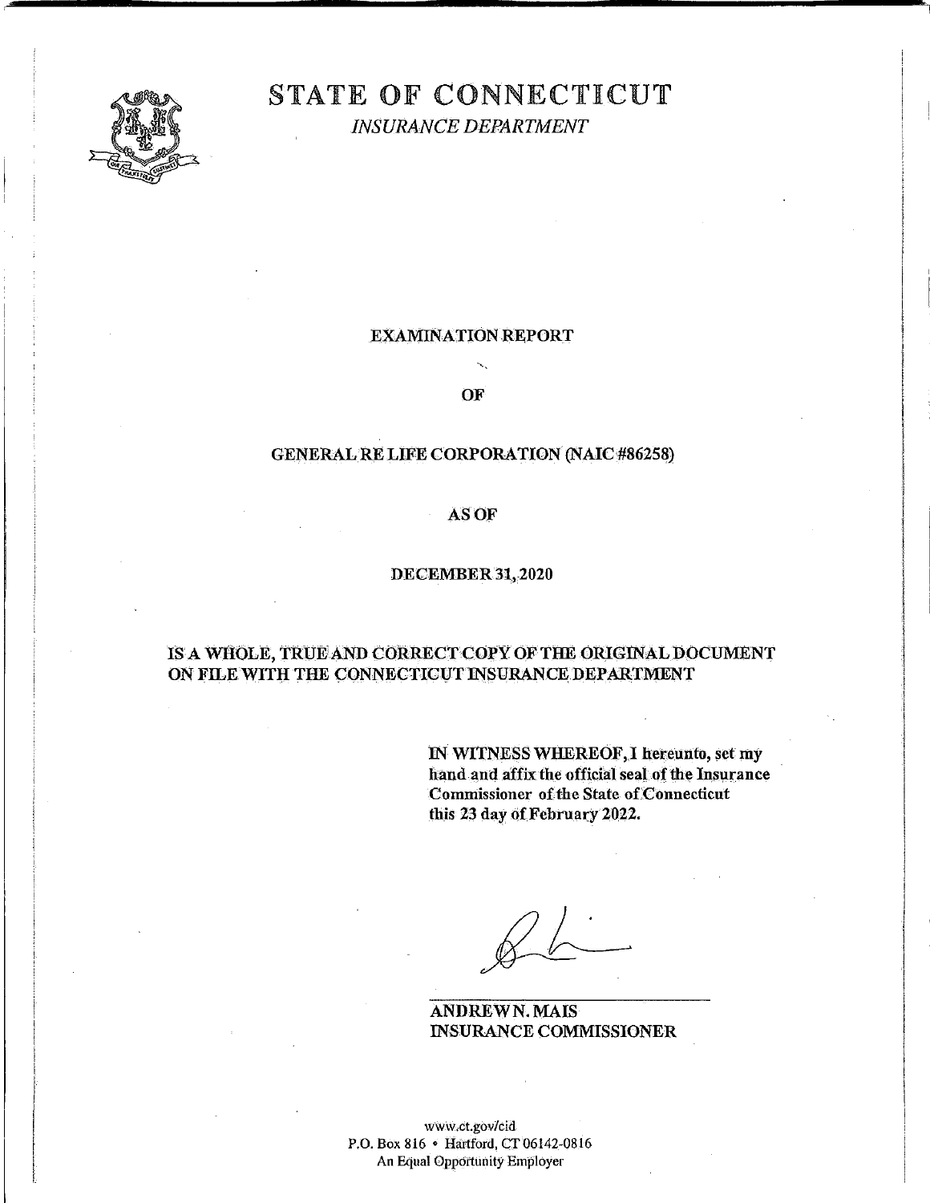# STATE OF CONNECTICUT

*INSURANCE DEPARTMENT*

**EXAMINATION REPORT**

**OF**

**GENERAL RE LIFE CORPORATION (NAIC #86258)**

**AS OF**

**DECEMBER 31, 2020**

**IS A WHOLE, TRUE AND CORRECT COPY OF THE ORIGINAL DOCUMENT ON FILE WITH THE CONNECTICUT INSURANCE DEPARTMENT**

**IN WITNESS WHEREOF, I hereunto, set my hand and affix the official seal of the Insurance Commissioner of the State of Connecticut this 23 day of February 2022.**

**ANDREW N. MAIS**
**INSURANCE COMMISSIONER**

www.ct.gov/cid
P.O. Box 816 • Hartford, CT 06142-0816
An Equal Opportunity Employer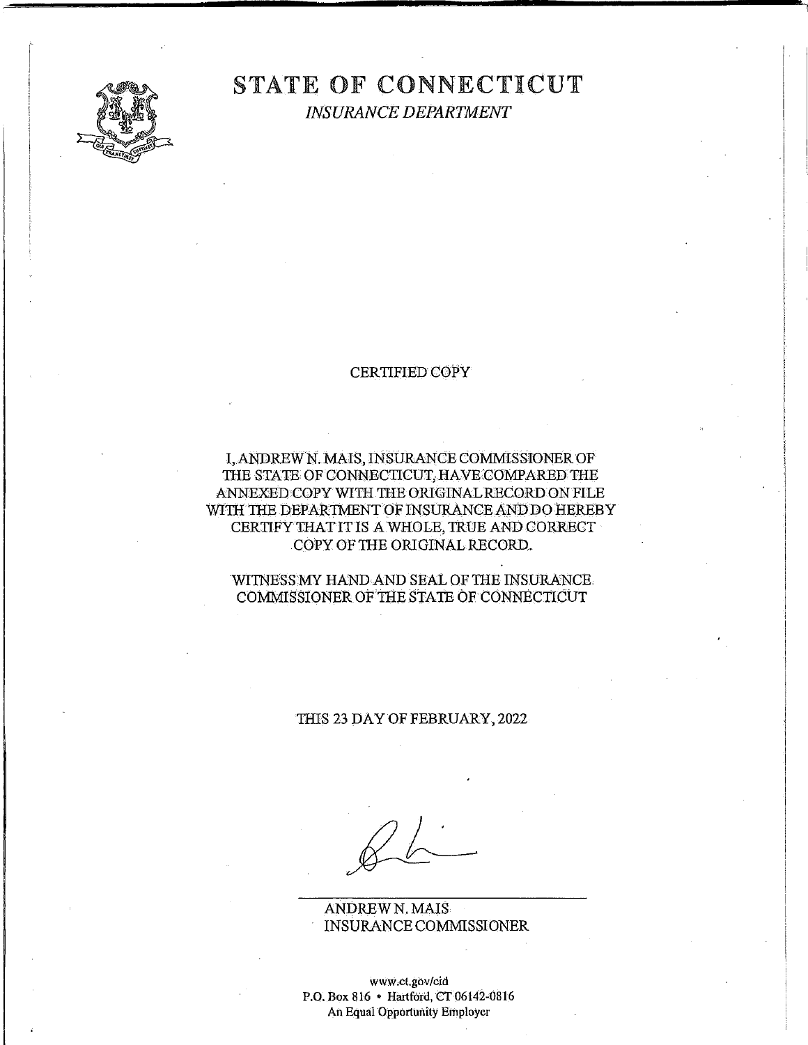# STATE OF CONNECTICUT

*INSURANCE DEPARTMENT*

CERTIFIED COPY

I, ANDREW N. MAIS, INSURANCE COMMISSIONER OF THE STATE OF CONNECTICUT, HAVE COMPARED THE ANNEXED COPY WITH THE ORIGINAL RECORD ON FILE WITH THE DEPARTMENT OF INSURANCE AND DO HEREBY CERTIFY THAT IT IS A WHOLE, TRUE AND CORRECT COPY OF THE ORIGINAL RECORD.

WITNESS MY HAND AND SEAL OF THE INSURANCE COMMISSIONER OF THE STATE OF CONNECTICUT

THIS 23 DAY OF FEBRUARY, 2022

ANDREW N. MAIS
INSURANCE COMMISSIONER

www.ct.gov/cid
P.O. Box 816 • Hartford, CT 06142-0816
An Equal Opportunity Employer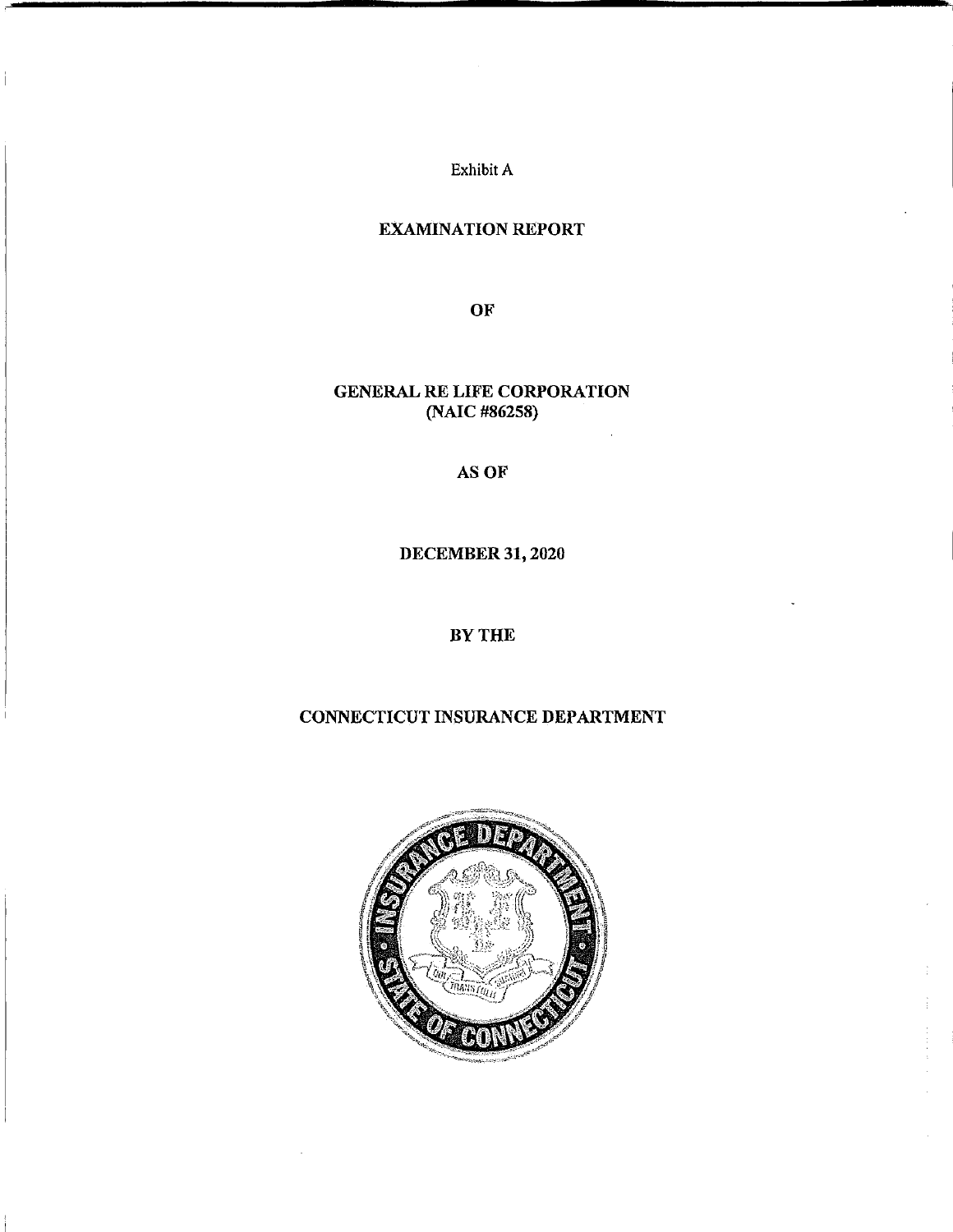Exhibit A

# EXAMINATION REPORT

OF

# GENERAL RE LIFE CORPORATION
(NAIC #86258)

AS OF

DECEMBER 31, 2020

BY THE

# CONNECTICUT INSURANCE DEPARTMENT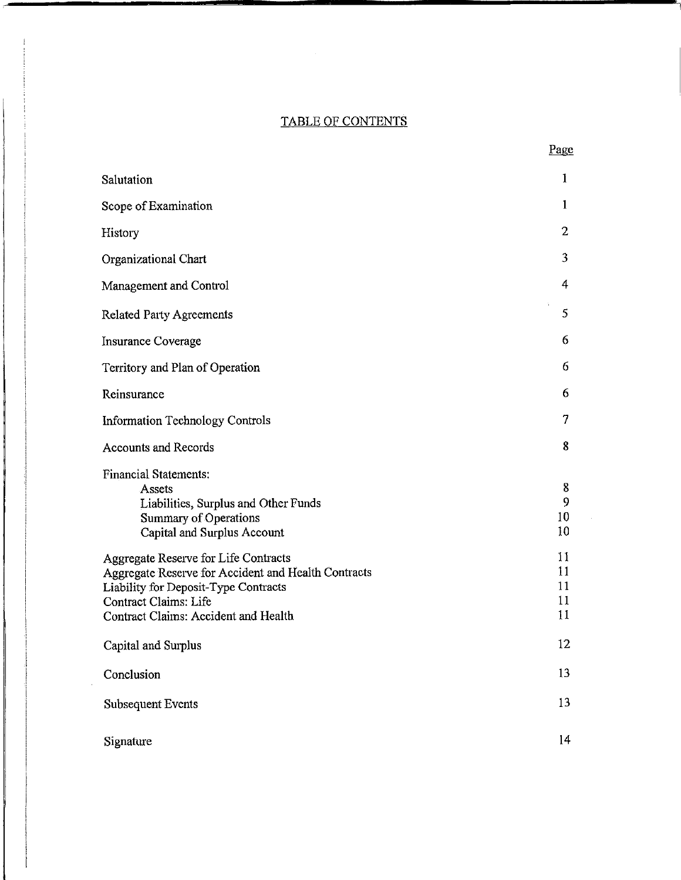# TABLE OF CONTENTS

| | Page |
|---|---|
| Salutation | 1 |
| Scope of Examination | 1 |
| History | 2 |
| Organizational Chart | 3 |
| Management and Control | 4 |
| Related Party Agreements | 5 |
| Insurance Coverage | 6 |
| Territory and Plan of Operation | 6 |
| Reinsurance | 6 |
| Information Technology Controls | 7 |
| Accounts and Records | 8 |
| Financial Statements: | |
| Assets | 8 |
| Liabilities, Surplus and Other Funds | 9 |
| Summary of Operations | 10 |
| Capital and Surplus Account | 10 |
| Aggregate Reserve for Life Contracts | 11 |
| Aggregate Reserve for Accident and Health Contracts | 11 |
| Liability for Deposit-Type Contracts | 11 |
| Contract Claims: Life | 11 |
| Contract Claims: Accident and Health | 11 |
| Capital and Surplus | 12 |
| Conclusion | 13 |
| Subsequent Events | 13 |
| Signature | 14 |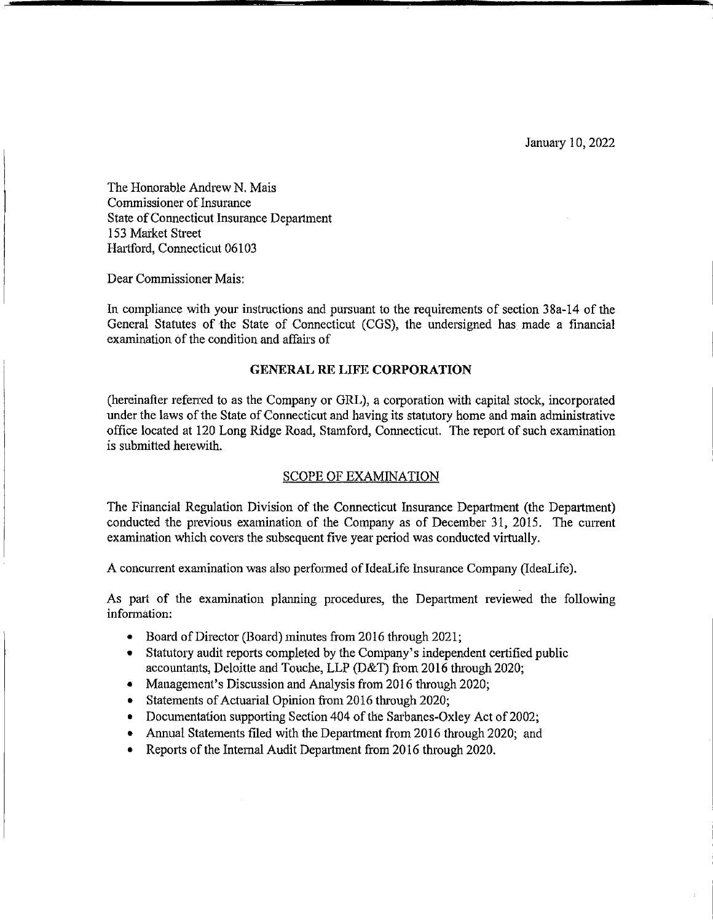January 10, 2022

The Honorable Andrew N. Mais
Commissioner of Insurance
State of Connecticut Insurance Department
153 Market Street
Hartford, Connecticut 06103

Dear Commissioner Mais:

In compliance with your instructions and pursuant to the requirements of section 38a-14 of the General Statutes of the State of Connecticut (CGS), the undersigned has made a financial examination of the condition and affairs of

**GENERAL RE LIFE CORPORATION**

(hereinafter referred to as the Company or GRL), a corporation with capital stock, incorporated under the laws of the State of Connecticut and having its statutory home and main administrative office located at 120 Long Ridge Road, Stamford, Connecticut. The report of such examination is submitted herewith.

## SCOPE OF EXAMINATION

The Financial Regulation Division of the Connecticut Insurance Department (the Department) conducted the previous examination of the Company as of December 31, 2015. The current examination which covers the subsequent five year period was conducted virtually.

A concurrent examination was also performed of IdeaLife Insurance Company (IdeaLife).

As part of the examination planning procedures, the Department reviewed the following information:

- Board of Director (Board) minutes from 2016 through 2021;
- Statutory audit reports completed by the Company's independent certified public accountants, Deloitte and Touche, LLP (D&T) from 2016 through 2020;
- Management's Discussion and Analysis from 2016 through 2020;
- Statements of Actuarial Opinion from 2016 through 2020;
- Documentation supporting Section 404 of the Sarbanes-Oxley Act of 2002;
- Annual Statements filed with the Department from 2016 through 2020; and
- Reports of the Internal Audit Department from 2016 through 2020.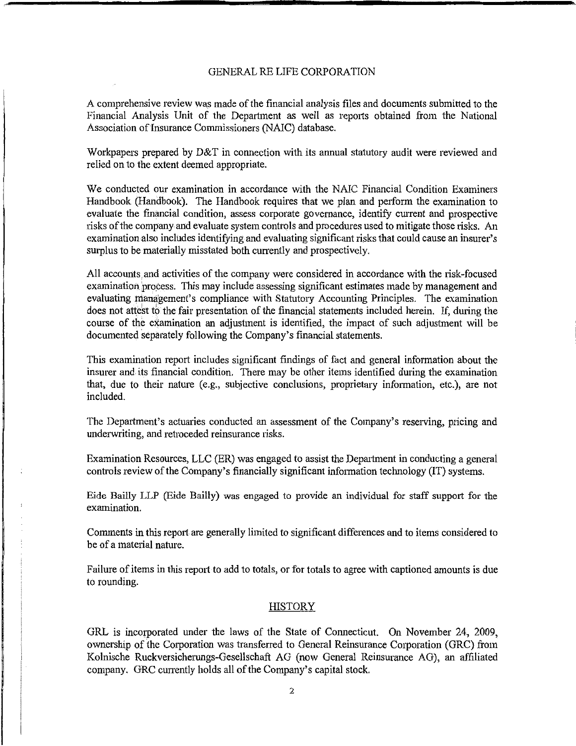GENERAL RE LIFE CORPORATION

A comprehensive review was made of the financial analysis files and documents submitted to the Financial Analysis Unit of the Department as well as reports obtained from the National Association of Insurance Commissioners (NAIC) database.

Workpapers prepared by D&T in connection with its annual statutory audit were reviewed and relied on to the extent deemed appropriate.

We conducted our examination in accordance with the NAIC Financial Condition Examiners Handbook (Handbook). The Handbook requires that we plan and perform the examination to evaluate the financial condition, assess corporate governance, identify current and prospective risks of the company and evaluate system controls and procedures used to mitigate those risks. An examination also includes identifying and evaluating significant risks that could cause an insurer's surplus to be materially misstated both currently and prospectively.

All accounts and activities of the company were considered in accordance with the risk-focused examination process. This may include assessing significant estimates made by management and evaluating management's compliance with Statutory Accounting Principles. The examination does not attest to the fair presentation of the financial statements included herein. If, during the course of the examination an adjustment is identified, the impact of such adjustment will be documented separately following the Company's financial statements.

This examination report includes significant findings of fact and general information about the insurer and its financial condition. There may be other items identified during the examination that, due to their nature (e.g., subjective conclusions, proprietary information, etc.), are not included.

The Department's actuaries conducted an assessment of the Company's reserving, pricing and underwriting, and retroceded reinsurance risks.

Examination Resources, LLC (ER) was engaged to assist the Department in conducting a general controls review of the Company's financially significant information technology (IT) systems.

Eide Bailly LLP (Eide Bailly) was engaged to provide an individual for staff support for the examination.

Comments in this report are generally limited to significant differences and to items considered to be of a material nature.

Failure of items in this report to add to totals, or for totals to agree with captioned amounts is due to rounding.

## HISTORY

GRL is incorporated under the laws of the State of Connecticut. On November 24, 2009, ownership of the Corporation was transferred to General Reinsurance Corporation (GRC) from Kolnische Ruckversicherungs-Gesellschaft AG (now General Reinsurance AG), an affiliated company. GRC currently holds all of the Company's capital stock.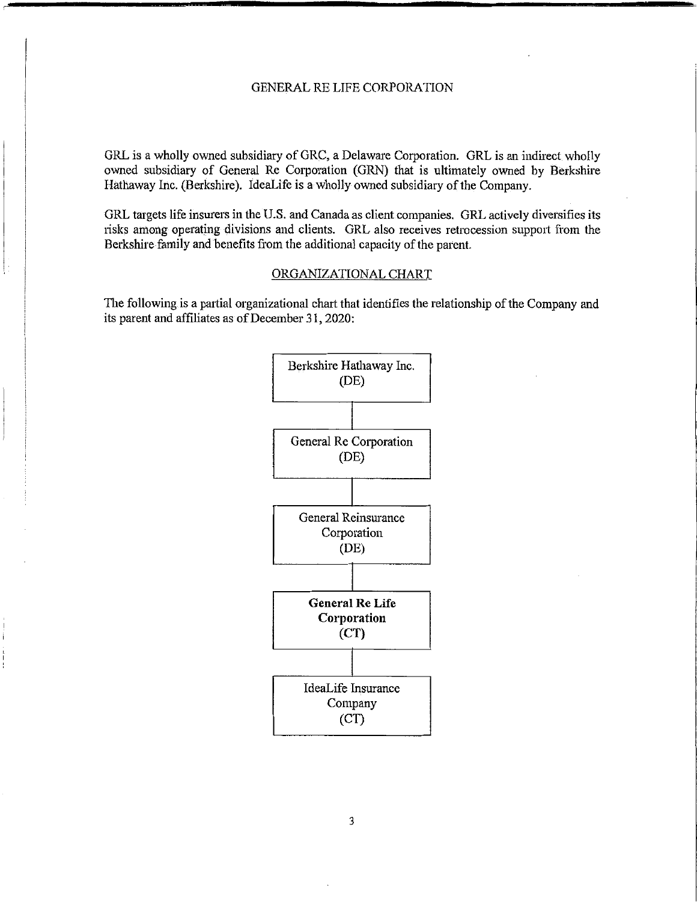GRL is a wholly owned subsidiary of GRC, a Delaware Corporation. GRL is an indirect wholly owned subsidiary of General Re Corporation (GRN) that is ultimately owned by Berkshire Hathaway Inc. (Berkshire). IdeaLife is a wholly owned subsidiary of the Company.

GRL targets life insurers in the U.S. and Canada as client companies. GRL actively diversifies its risks among operating divisions and clients. GRL also receives retrocession support from the Berkshire family and benefits from the additional capacity of the parent.

## ORGANIZATIONAL CHART

The following is a partial organizational chart that identifies the relationship of the Company and its parent and affiliates as of December 31, 2020:

- Berkshire Hathaway Inc. (DE)
  - General Re Corporation (DE)
    - General Reinsurance Corporation (DE)
      - **General Re Life Corporation (CT)**
        - IdeaLife Insurance Company (CT)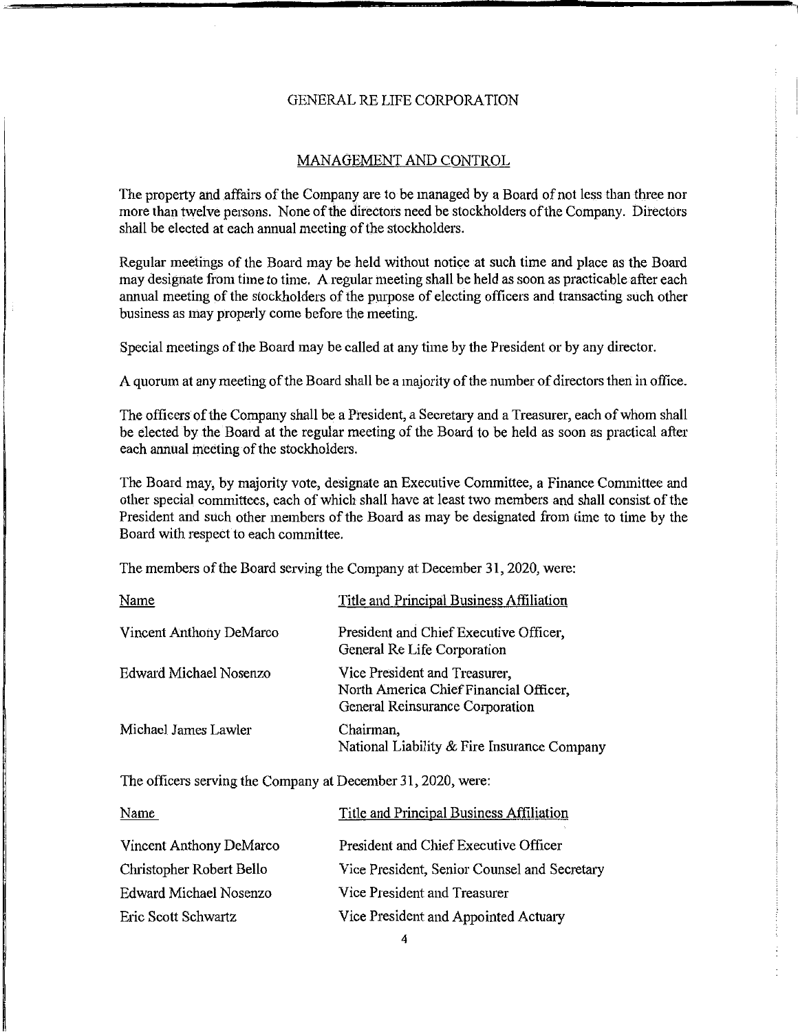# GENERAL RE LIFE CORPORATION

## MANAGEMENT AND CONTROL

The property and affairs of the Company are to be managed by a Board of not less than three nor more than twelve persons. None of the directors need be stockholders of the Company. Directors shall be elected at each annual meeting of the stockholders.

Regular meetings of the Board may be held without notice at such time and place as the Board may designate from time to time. A regular meeting shall be held as soon as practicable after each annual meeting of the stockholders of the purpose of electing officers and transacting such other business as may properly come before the meeting.

Special meetings of the Board may be called at any time by the President or by any director.

A quorum at any meeting of the Board shall be a majority of the number of directors then in office.

The officers of the Company shall be a President, a Secretary and a Treasurer, each of whom shall be elected by the Board at the regular meeting of the Board to be held as soon as practical after each annual meeting of the stockholders.

The Board may, by majority vote, designate an Executive Committee, a Finance Committee and other special committees, each of which shall have at least two members and shall consist of the President and such other members of the Board as may be designated from time to time by the Board with respect to each committee.

The members of the Board serving the Company at December 31, 2020, were:

| Name | Title and Principal Business Affiliation |
|---|---|
| Vincent Anthony DeMarco | President and Chief Executive Officer, General Re Life Corporation |
| Edward Michael Nosenzo | Vice President and Treasurer, North America Chief Financial Officer, General Reinsurance Corporation |
| Michael James Lawler | Chairman, National Liability & Fire Insurance Company |

The officers serving the Company at December 31, 2020, were:

| Name | Title and Principal Business Affiliation |
|---|---|
| Vincent Anthony DeMarco | President and Chief Executive Officer |
| Christopher Robert Bello | Vice President, Senior Counsel and Secretary |
| Edward Michael Nosenzo | Vice President and Treasurer |
| Eric Scott Schwartz | Vice President and Appointed Actuary |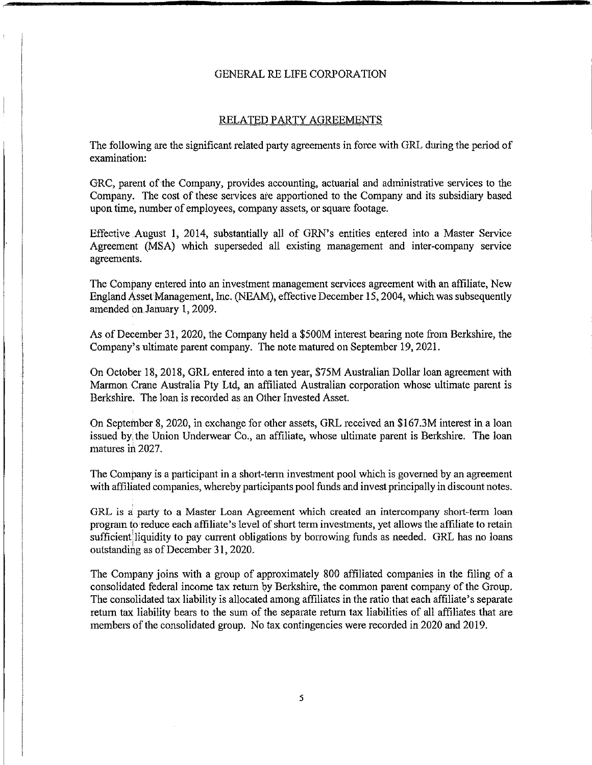GENERAL RE LIFE CORPORATION

## RELATED PARTY AGREEMENTS

The following are the significant related party agreements in force with GRL during the period of examination:

GRC, parent of the Company, provides accounting, actuarial and administrative services to the Company. The cost of these services are apportioned to the Company and its subsidiary based upon time, number of employees, company assets, or square footage.

Effective August 1, 2014, substantially all of GRN's entities entered into a Master Service Agreement (MSA) which superseded all existing management and inter-company service agreements.

The Company entered into an investment management services agreement with an affiliate, New England Asset Management, Inc. (NEAM), effective December 15, 2004, which was subsequently amended on January 1, 2009.

As of December 31, 2020, the Company held a $500M interest bearing note from Berkshire, the Company's ultimate parent company. The note matured on September 19, 2021.

On October 18, 2018, GRL entered into a ten year, $75M Australian Dollar loan agreement with Marmon Crane Australia Pty Ltd, an affiliated Australian corporation whose ultimate parent is Berkshire. The loan is recorded as an Other Invested Asset.

On September 8, 2020, in exchange for other assets, GRL received an $167.3M interest in a loan issued by the Union Underwear Co., an affiliate, whose ultimate parent is Berkshire. The loan matures in 2027.

The Company is a participant in a short-term investment pool which is governed by an agreement with affiliated companies, whereby participants pool funds and invest principally in discount notes.

GRL is a party to a Master Loan Agreement which created an intercompany short-term loan program to reduce each affiliate's level of short term investments, yet allows the affiliate to retain sufficient liquidity to pay current obligations by borrowing funds as needed. GRL has no loans outstanding as of December 31, 2020.

The Company joins with a group of approximately 800 affiliated companies in the filing of a consolidated federal income tax return by Berkshire, the common parent company of the Group. The consolidated tax liability is allocated among affiliates in the ratio that each affiliate's separate return tax liability bears to the sum of the separate return tax liabilities of all affiliates that are members of the consolidated group. No tax contingencies were recorded in 2020 and 2019.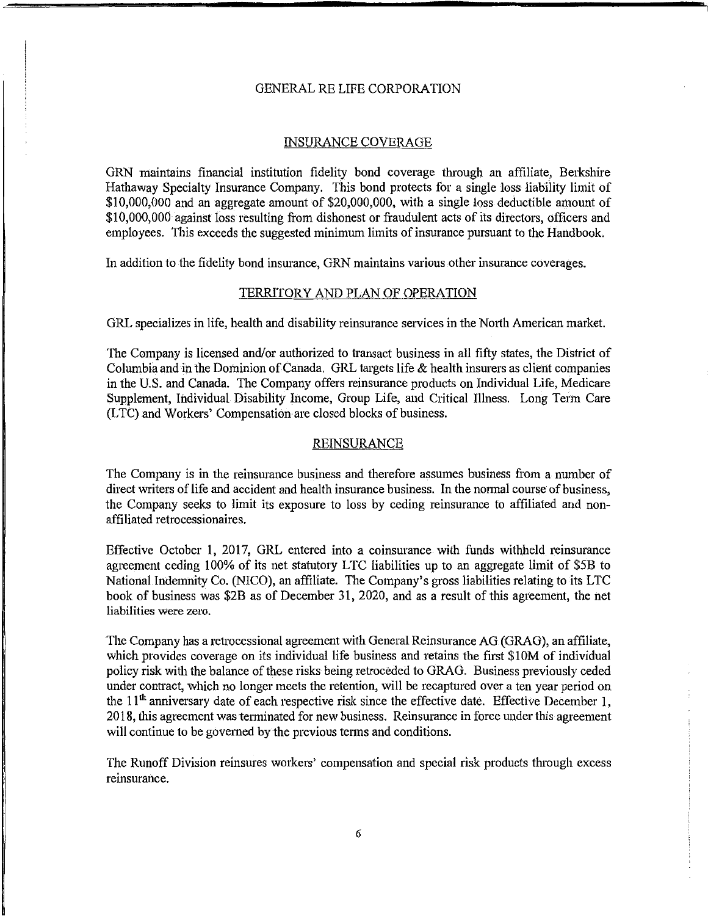## INSURANCE COVERAGE

GRN maintains financial institution fidelity bond coverage through an affiliate, Berkshire Hathaway Specialty Insurance Company. This bond protects for a single loss liability limit of $10,000,000 and an aggregate amount of $20,000,000, with a single loss deductible amount of $10,000,000 against loss resulting from dishonest or fraudulent acts of its directors, officers and employees. This exceeds the suggested minimum limits of insurance pursuant to the Handbook.

In addition to the fidelity bond insurance, GRN maintains various other insurance coverages.

## TERRITORY AND PLAN OF OPERATION

GRL specializes in life, health and disability reinsurance services in the North American market.

The Company is licensed and/or authorized to transact business in all fifty states, the District of Columbia and in the Dominion of Canada. GRL targets life & health insurers as client companies in the U.S. and Canada. The Company offers reinsurance products on Individual Life, Medicare Supplement, Individual Disability Income, Group Life, and Critical Illness. Long Term Care (LTC) and Workers' Compensation are closed blocks of business.

## REINSURANCE

The Company is in the reinsurance business and therefore assumes business from a number of direct writers of life and accident and health insurance business. In the normal course of business, the Company seeks to limit its exposure to loss by ceding reinsurance to affiliated and non-affiliated retrocessionaires.

Effective October 1, 2017, GRL entered into a coinsurance with funds withheld reinsurance agreement ceding 100% of its net statutory LTC liabilities up to an aggregate limit of $5B to National Indemnity Co. (NICO), an affiliate. The Company's gross liabilities relating to its LTC book of business was $2B as of December 31, 2020, and as a result of this agreement, the net liabilities were zero.

The Company has a retrocessional agreement with General Reinsurance AG (GRAG), an affiliate, which provides coverage on its individual life business and retains the first $10M of individual policy risk with the balance of these risks being retroceded to GRAG. Business previously ceded under contract, which no longer meets the retention, will be recaptured over a ten year period on the 11th anniversary date of each respective risk since the effective date. Effective December 1, 2018, this agreement was terminated for new business. Reinsurance in force under this agreement will continue to be governed by the previous terms and conditions.

The Runoff Division reinsures workers' compensation and special risk products through excess reinsurance.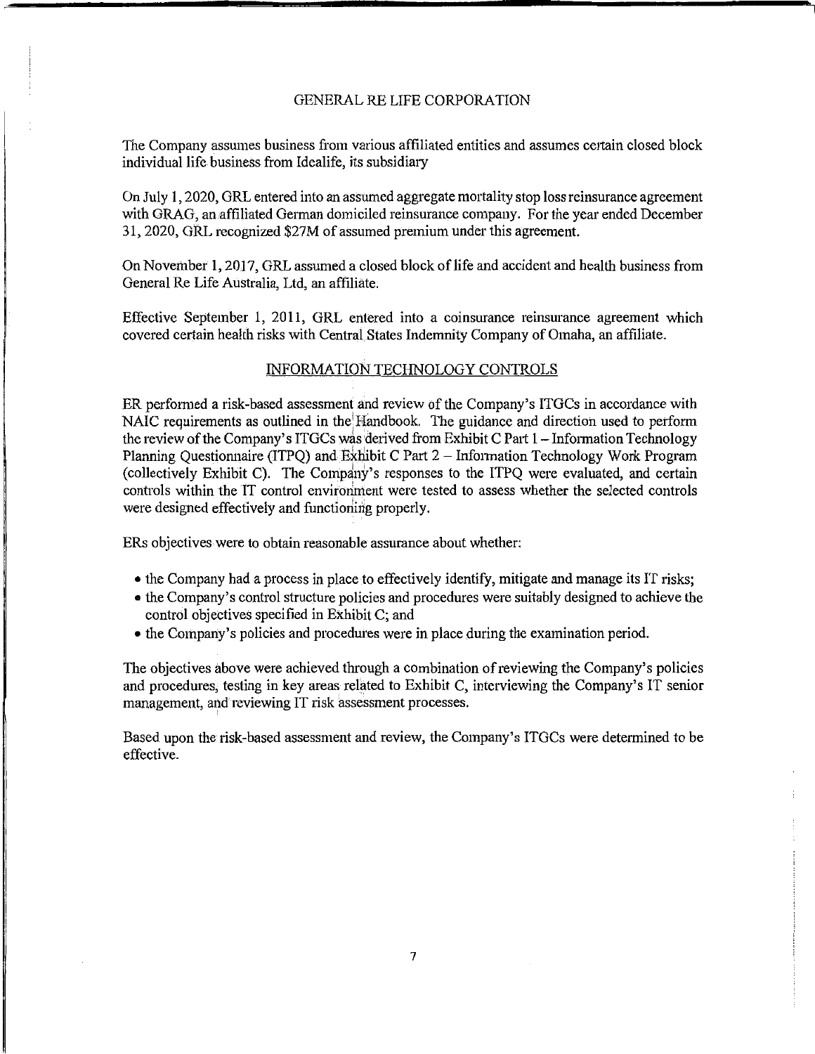The Company assumes business from various affiliated entities and assumes certain closed block individual life business from Idealife, its subsidiary

On July 1, 2020, GRL entered into an assumed aggregate mortality stop loss reinsurance agreement with GRAG, an affiliated German domiciled reinsurance company. For the year ended December 31, 2020, GRL recognized $27M of assumed premium under this agreement.

On November 1, 2017, GRL assumed a closed block of life and accident and health business from General Re Life Australia, Ltd, an affiliate.

Effective September 1, 2011, GRL entered into a coinsurance reinsurance agreement which covered certain health risks with Central States Indemnity Company of Omaha, an affiliate.

## INFORMATION TECHNOLOGY CONTROLS

ER performed a risk-based assessment and review of the Company's ITGCs in accordance with NAIC requirements as outlined in the Handbook. The guidance and direction used to perform the review of the Company's ITGCs was derived from Exhibit C Part 1 – Information Technology Planning Questionnaire (ITPQ) and Exhibit C Part 2 – Information Technology Work Program (collectively Exhibit C). The Company's responses to the ITPQ were evaluated, and certain controls within the IT control environment were tested to assess whether the selected controls were designed effectively and functioning properly.

ERs objectives were to obtain reasonable assurance about whether:

- the Company had a process in place to effectively identify, mitigate and manage its IT risks;
- the Company's control structure policies and procedures were suitably designed to achieve the control objectives specified in Exhibit C; and
- the Company's policies and procedures were in place during the examination period.

The objectives above were achieved through a combination of reviewing the Company's policies and procedures, testing in key areas related to Exhibit C, interviewing the Company's IT senior management, and reviewing IT risk assessment processes.

Based upon the risk-based assessment and review, the Company's ITGCs were determined to be effective.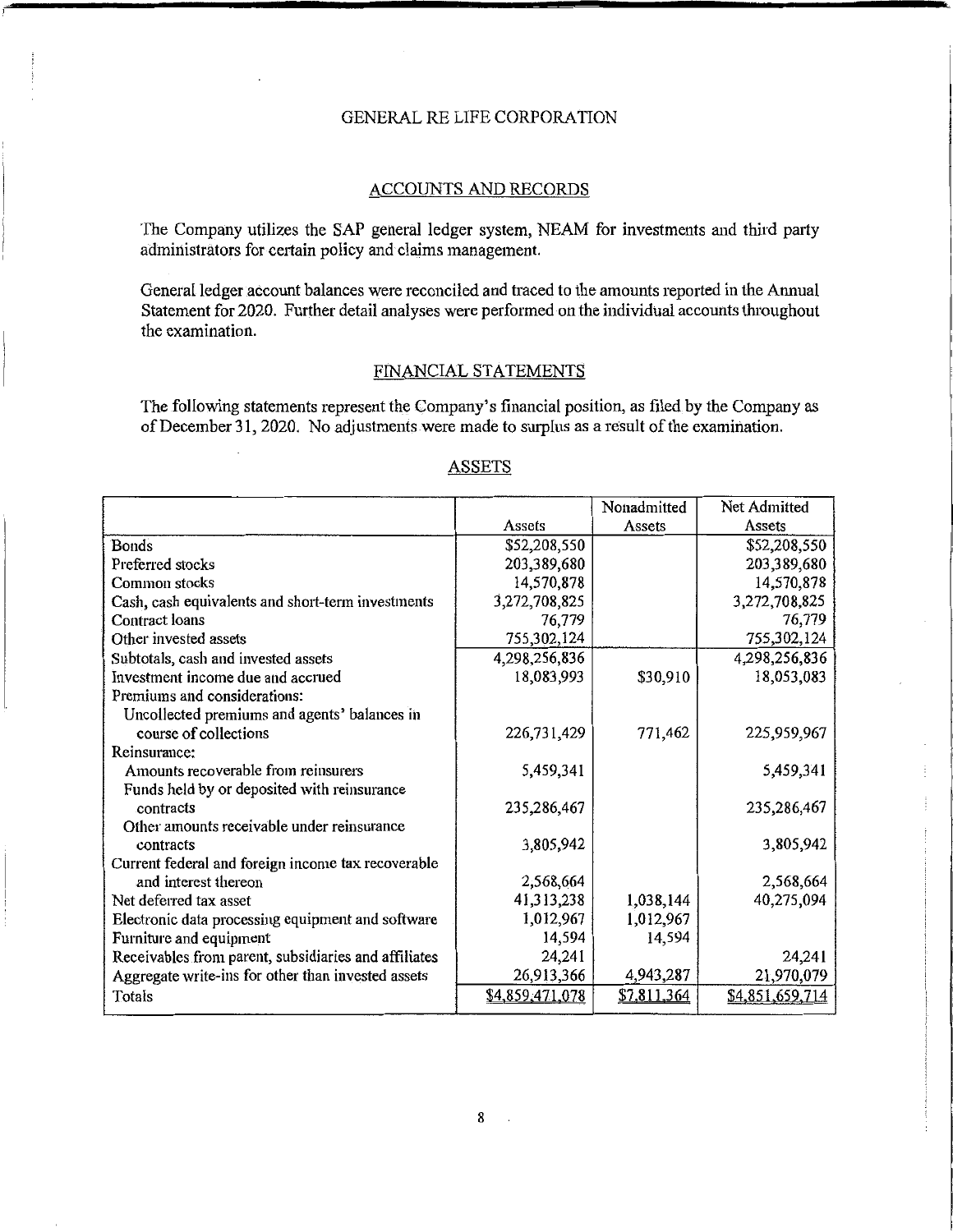GENERAL RE LIFE CORPORATION

## ACCOUNTS AND RECORDS

The Company utilizes the SAP general ledger system, NEAM for investments and third party administrators for certain policy and claims management.

General ledger account balances were reconciled and traced to the amounts reported in the Annual Statement for 2020. Further detail analyses were performed on the individual accounts throughout the examination.

## FINANCIAL STATEMENTS

The following statements represent the Company's financial position, as filed by the Company as of December 31, 2020. No adjustments were made to surplus as a result of the examination.

## ASSETS

| | Assets | Nonadmitted Assets | Net Admitted Assets |
|---|---|---|---|
| Bonds | $52,208,550 | | $52,208,550 |
| Preferred stocks | 203,389,680 | | 203,389,680 |
| Common stocks | 14,570,878 | | 14,570,878 |
| Cash, cash equivalents and short-term investments | 3,272,708,825 | | 3,272,708,825 |
| Contract loans | 76,779 | | 76,779 |
| Other invested assets | 755,302,124 | | 755,302,124 |
| Subtotals, cash and invested assets | 4,298,256,836 | | 4,298,256,836 |
| Investment income due and accrued | 18,083,993 | $30,910 | 18,053,083 |
| Premiums and considerations: | | | |
| Uncollected premiums and agents' balances in course of collections | 226,731,429 | 771,462 | 225,959,967 |
| Reinsurance: | | | |
| Amounts recoverable from reinsurers | 5,459,341 | | 5,459,341 |
| Funds held by or deposited with reinsurance contracts | 235,286,467 | | 235,286,467 |
| Other amounts receivable under reinsurance contracts | 3,805,942 | | 3,805,942 |
| Current federal and foreign income tax recoverable and interest thereon | 2,568,664 | | 2,568,664 |
| Net deferred tax asset | 41,313,238 | 1,038,144 | 40,275,094 |
| Electronic data processing equipment and software | 1,012,967 | 1,012,967 | |
| Furniture and equipment | 14,594 | 14,594 | |
| Receivables from parent, subsidiaries and affiliates | 24,241 | | 24,241 |
| Aggregate write-ins for other than invested assets | 26,913,366 | 4,943,287 | 21,970,079 |
| Totals | $4,859,471,078 | $7,811,364 | $4,851,659,714 |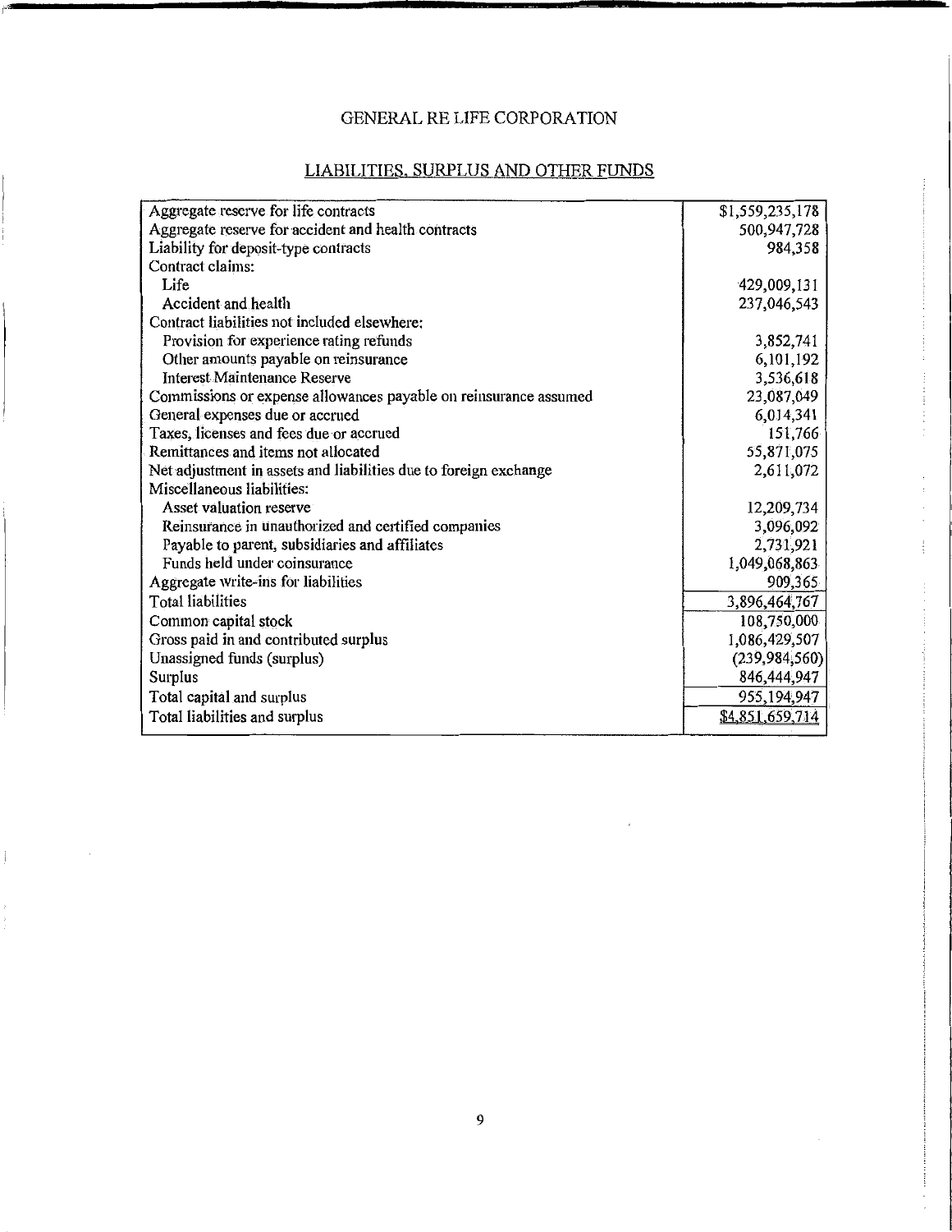# GENERAL RE LIFE CORPORATION

## LIABILITIES, SURPLUS AND OTHER FUNDS

| | |
|---|---|
| Aggregate reserve for life contracts | $1,559,235,178 |
| Aggregate reserve for accident and health contracts | 500,947,728 |
| Liability for deposit-type contracts | 984,358 |
| Contract claims: | |
| Life | 429,009,131 |
| Accident and health | 237,046,543 |
| Contract liabilities not included elsewhere: | |
| Provision for experience rating refunds | 3,852,741 |
| Other amounts payable on reinsurance | 6,101,192 |
| Interest Maintenance Reserve | 3,536,618 |
| Commissions or expense allowances payable on reinsurance assumed | 23,087,049 |
| General expenses due or accrued | 6,014,341 |
| Taxes, licenses and fees due or accrued | 151,766 |
| Remittances and items not allocated | 55,871,075 |
| Net adjustment in assets and liabilities due to foreign exchange | 2,611,072 |
| Miscellaneous liabilities: | |
| Asset valuation reserve | 12,209,734 |
| Reinsurance in unauthorized and certified companies | 3,096,092 |
| Payable to parent, subsidiaries and affiliates | 2,731,921 |
| Funds held under coinsurance | 1,049,068,863 |
| Aggregate write-ins for liabilities | 909,365 |
| Total liabilities | 3,896,464,767 |
| Common capital stock | 108,750,000 |
| Gross paid in and contributed surplus | 1,086,429,507 |
| Unassigned funds (surplus) | (239,984,560) |
| Surplus | 846,444,947 |
| Total capital and surplus | 955,194,947 |
| Total liabilities and surplus | $4,851,659,714 |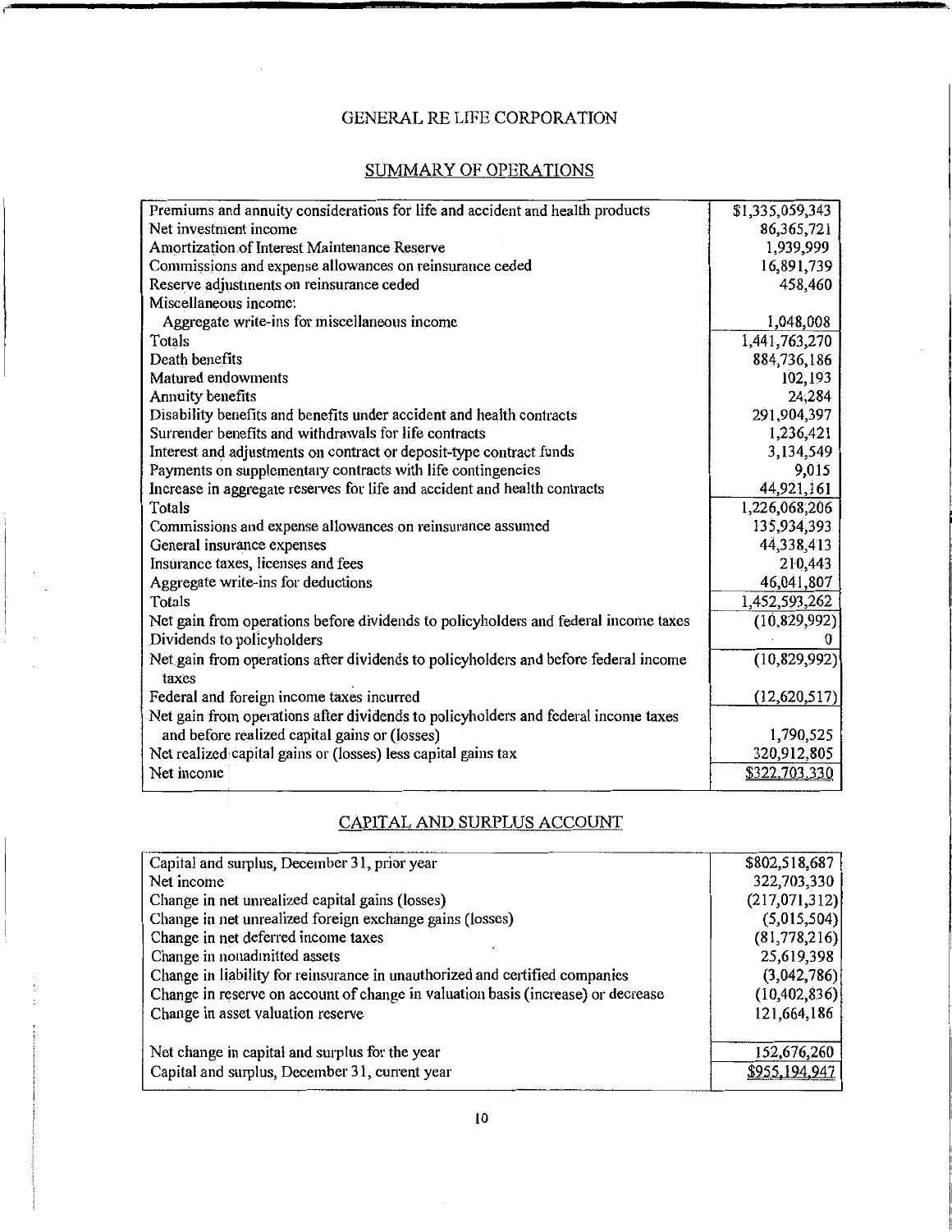# GENERAL RE LIFE CORPORATION

## SUMMARY OF OPERATIONS

| | |
|---|---|
| Premiums and annuity considerations for life and accident and health products | $1,335,059,343 |
| Net investment income | 86,365,721 |
| Amortization of Interest Maintenance Reserve | 1,939,999 |
| Commissions and expense allowances on reinsurance ceded | 16,891,739 |
| Reserve adjustments on reinsurance ceded | 458,460 |
| Miscellaneous income: | |
| Aggregate write-ins for miscellaneous income | 1,048,008 |
| Totals | 1,441,763,270 |
| Death benefits | 884,736,186 |
| Matured endowments | 102,193 |
| Annuity benefits | 24,284 |
| Disability benefits and benefits under accident and health contracts | 291,904,397 |
| Surrender benefits and withdrawals for life contracts | 1,236,421 |
| Interest and adjustments on contract or deposit-type contract funds | 3,134,549 |
| Payments on supplementary contracts with life contingencies | 9,015 |
| Increase in aggregate reserves for life and accident and health contracts | 44,921,161 |
| Totals | 1,226,068,206 |
| Commissions and expense allowances on reinsurance assumed | 135,934,393 |
| General insurance expenses | 44,338,413 |
| Insurance taxes, licenses and fees | 210,443 |
| Aggregate write-ins for deductions | 46,041,807 |
| Totals | 1,452,593,262 |
| Net gain from operations before dividends to policyholders and federal income taxes | (10,829,992) |
| Dividends to policyholders | 0 |
| Net gain from operations after dividends to policyholders and before federal income taxes | (10,829,992) |
| Federal and foreign income taxes incurred | (12,620,517) |
| Net gain from operations after dividends to policyholders and federal income taxes and before realized capital gains or (losses) | 1,790,525 |
| Net realized capital gains or (losses) less capital gains tax | 320,912,805 |
| Net income | $322,703,330 |

## CAPITAL AND SURPLUS ACCOUNT

| | |
|---|---|
| Capital and surplus, December 31, prior year | $802,518,687 |
| Net income | 322,703,330 |
| Change in net unrealized capital gains (losses) | (217,071,312) |
| Change in net unrealized foreign exchange gains (losses) | (5,015,504) |
| Change in net deferred income taxes | (81,778,216) |
| Change in nonadmitted assets | 25,619,398 |
| Change in liability for reinsurance in unauthorized and certified companies | (3,042,786) |
| Change in reserve on account of change in valuation basis (increase) or decrease | (10,402,836) |
| Change in asset valuation reserve | 121,664,186 |
| Net change in capital and surplus for the year | 152,676,260 |
| Capital and surplus, December 31, current year | $955,194,947 |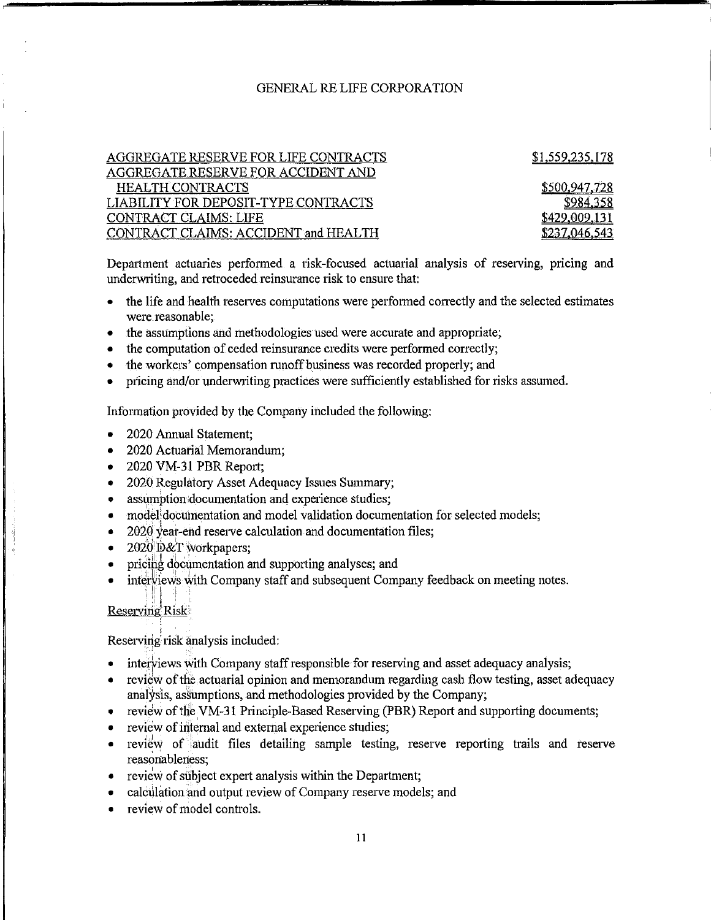| | |
|---|---|
| AGGREGATE RESERVE FOR LIFE CONTRACTS | $1,559,235,178 |
| AGGREGATE RESERVE FOR ACCIDENT AND HEALTH CONTRACTS | $500,947,728 |
| LIABILITY FOR DEPOSIT-TYPE CONTRACTS | $984,358 |
| CONTRACT CLAIMS: LIFE | $429,009,131 |
| CONTRACT CLAIMS: ACCIDENT and HEALTH | $237,046,543 |

Department actuaries performed a risk-focused actuarial analysis of reserving, pricing and underwriting, and retroceded reinsurance risk to ensure that:

- the life and health reserves computations were performed correctly and the selected estimates were reasonable;
- the assumptions and methodologies used were accurate and appropriate;
- the computation of ceded reinsurance credits were performed correctly;
- the workers' compensation runoff business was recorded properly; and
- pricing and/or underwriting practices were sufficiently established for risks assumed.

Information provided by the Company included the following:

- 2020 Annual Statement;
- 2020 Actuarial Memorandum;
- 2020 VM-31 PBR Report;
- 2020 Regulatory Asset Adequacy Issues Summary;
- assumption documentation and experience studies;
- model documentation and model validation documentation for selected models;
- 2020 year-end reserve calculation and documentation files;
- 2020 D&T workpapers;
- pricing documentation and supporting analyses; and
- interviews with Company staff and subsequent Company feedback on meeting notes.

Reserving Risk

Reserving risk analysis included:

- interviews with Company staff responsible for reserving and asset adequacy analysis;
- review of the actuarial opinion and memorandum regarding cash flow testing, asset adequacy analysis, assumptions, and methodologies provided by the Company;
- review of the VM-31 Principle-Based Reserving (PBR) Report and supporting documents;
- review of internal and external experience studies;
- review of audit files detailing sample testing, reserve reporting trails and reserve reasonableness;
- review of subject expert analysis within the Department;
- calculation and output review of Company reserve models; and
- review of model controls.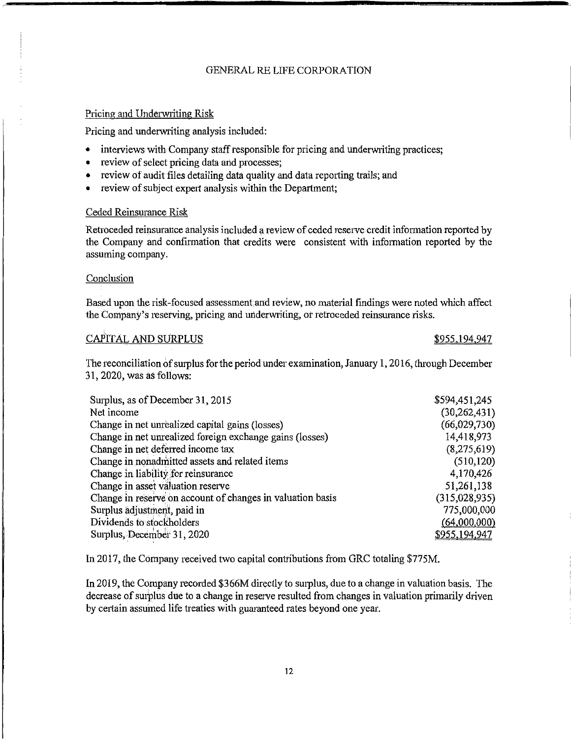## Pricing and Underwriting Risk

Pricing and underwriting analysis included:

- interviews with Company staff responsible for pricing and underwriting practices;
- review of select pricing data and processes;
- review of audit files detailing data quality and data reporting trails; and
- review of subject expert analysis within the Department;

## Ceded Reinsurance Risk

Retroceded reinsurance analysis included a review of ceded reserve credit information reported by the Company and confirmation that credits were consistent with information reported by the assuming company.

## Conclusion

Based upon the risk-focused assessment and review, no material findings were noted which affect the Company's reserving, pricing and underwriting, or retroceded reinsurance risks.

## CAPITAL AND SURPLUS $955,194,947

The reconciliation of surplus for the period under examination, January 1, 2016, through December 31, 2020, was as follows:

| | |
|---|---:|
| Surplus, as of December 31, 2015 | $594,451,245 |
| Net income | (30,262,431) |
| Change in net unrealized capital gains (losses) | (66,029,730) |
| Change in net unrealized foreign exchange gains (losses) | 14,418,973 |
| Change in net deferred income tax | (8,275,619) |
| Change in nonadmitted assets and related items | (510,120) |
| Change in liability for reinsurance | 4,170,426 |
| Change in asset valuation reserve | 51,261,138 |
| Change in reserve on account of changes in valuation basis | (315,028,935) |
| Surplus adjustment, paid in | 775,000,000 |
| Dividends to stockholders | (64,000,000) |
| Surplus, December 31, 2020 | $955,194,947 |

In 2017, the Company received two capital contributions from GRC totaling $775M.

In 2019, the Company recorded $366M directly to surplus, due to a change in valuation basis. The decrease of surplus due to a change in reserve resulted from changes in valuation primarily driven by certain assumed life treaties with guaranteed rates beyond one year.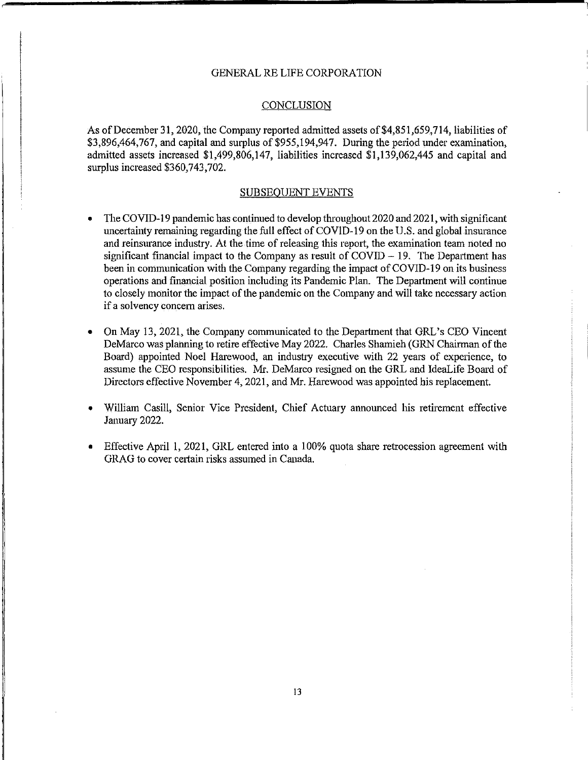GENERAL RE LIFE CORPORATION

## CONCLUSION

As of December 31, 2020, the Company reported admitted assets of $4,851,659,714, liabilities of $3,896,464,767, and capital and surplus of $955,194,947. During the period under examination, admitted assets increased $1,499,806,147, liabilities increased $1,139,062,445 and capital and surplus increased $360,743,702.

## SUBSEQUENT EVENTS

- The COVID-19 pandemic has continued to develop throughout 2020 and 2021, with significant uncertainty remaining regarding the full effect of COVID-19 on the U.S. and global insurance and reinsurance industry. At the time of releasing this report, the examination team noted no significant financial impact to the Company as result of COVID – 19. The Department has been in communication with the Company regarding the impact of COVID-19 on its business operations and financial position including its Pandemic Plan. The Department will continue to closely monitor the impact of the pandemic on the Company and will take necessary action if a solvency concern arises.

- On May 13, 2021, the Company communicated to the Department that GRL's CEO Vincent DeMarco was planning to retire effective May 2022. Charles Shamieh (GRN Chairman of the Board) appointed Noel Harewood, an industry executive with 22 years of experience, to assume the CEO responsibilities. Mr. DeMarco resigned on the GRL and IdeaLife Board of Directors effective November 4, 2021, and Mr. Harewood was appointed his replacement.

- William Casill, Senior Vice President, Chief Actuary announced his retirement effective January 2022.

- Effective April 1, 2021, GRL entered into a 100% quota share retrocession agreement with GRAG to cover certain risks assumed in Canada.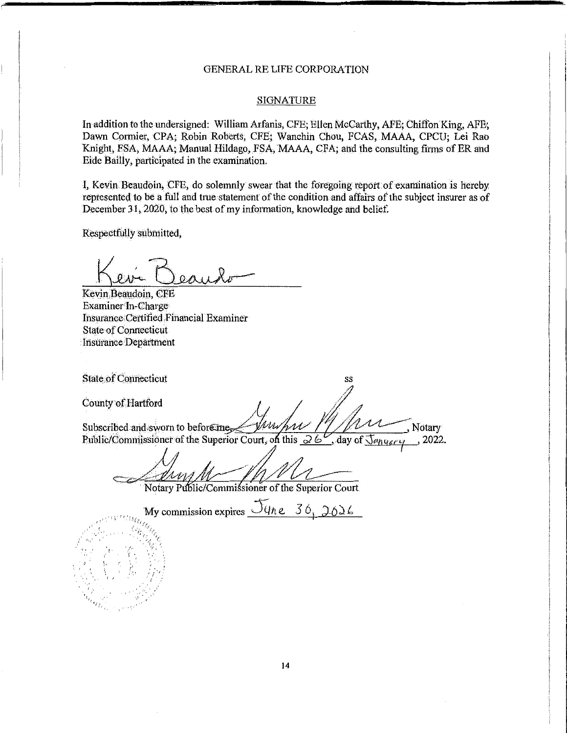GENERAL RE LIFE CORPORATION

## SIGNATURE

In addition to the undersigned: William Arfanis, CFE; Ellen McCarthy, AFE; Chiffon King, AFE; Dawn Cormier, CPA; Robin Roberts, CFE; Wanchin Chou, FCAS, MAAA, CPCU; Lei Rao Knight, FSA, MAAA; Manual Hildago, FSA, MAAA, CFA; and the consulting firms of ER and Eide Bailly, participated in the examination.

I, Kevin Beaudoin, CFE, do solemnly swear that the foregoing report of examination is hereby represented to be a full and true statement of the condition and affairs of the subject insurer as of December 31, 2020, to the best of my information, knowledge and belief.

Respectfully submitted,

Kevin Beaudoin, CFE
Examiner In-Charge
Insurance Certified Financial Examiner
State of Connecticut
Insurance Department

State of Connecticut ss

County of Hartford

Subscribed and sworn to before me, ________, Notary Public/Commissioner of the Superior Court, on this 26 day of January, 2022.

Notary Public/Commissioner of the Superior Court

My commission expires June 30, 2026